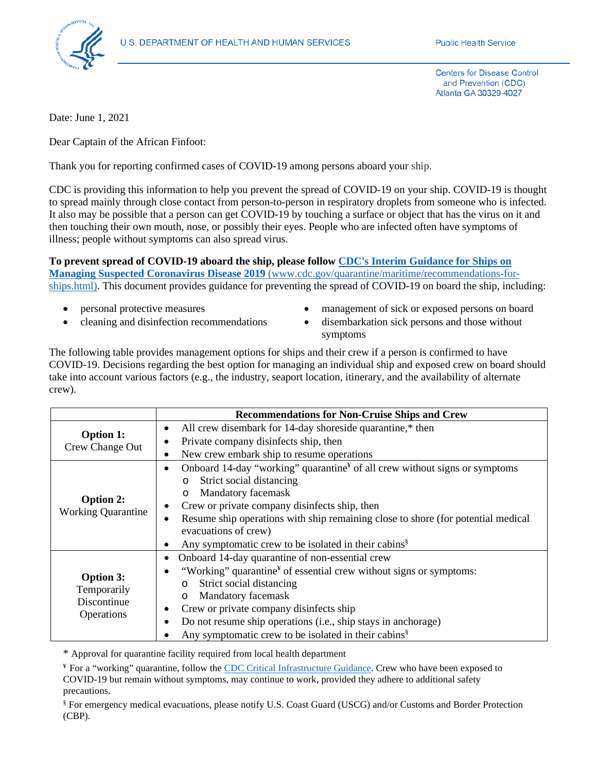U.S. DEPARTMENT OF HEALTH AND HUMAN SERVICES

Public Health Service

Centers for Disease Control and Prevention (CDC)
Atlanta GA 30329-4027

Date: June 1, 2021

Dear Captain of the African Finfoot:

Thank you for reporting confirmed cases of COVID-19 among persons aboard your ship.

CDC is providing this information to help you prevent the spread of COVID-19 on your ship. COVID-19 is thought to spread mainly through close contact from person-to-person in respiratory droplets from someone who is infected. It also may be possible that a person can get COVID-19 by touching a surface or object that has the virus on it and then touching their own mouth, nose, or possibly their eyes. People who are infected often have symptoms of illness; people without symptoms can also spread virus.

**To prevent spread of COVID-19 aboard the ship, please follow [CDC's Interim Guidance for Ships on Managing Suspected Coronavirus Disease 2019](www.cdc.gov/quarantine/maritime/recommendations-for-ships.html) (www.cdc.gov/quarantine/maritime/recommendations-for-ships.html).** This document provides guidance for preventing the spread of COVID-19 on board the ship, including:

- personal protective measures
- cleaning and disinfection recommendations
- management of sick or exposed persons on board
- disembarkation sick persons and those without symptoms

The following table provides management options for ships and their crew if a person is confirmed to have COVID-19. Decisions regarding the best option for managing an individual ship and exposed crew on board should take into account various factors (e.g., the industry, seaport location, itinerary, and the availability of alternate crew).

| | Recommendations for Non-Cruise Ships and Crew |
|---|---|
| **Option 1:** Crew Change Out | • All crew disembark for 14-day shoreside quarantine,* then<br>• Private company disinfects ship, then<br>• New crew embark ship to resume operations |
| **Option 2:** Working Quarantine | • Onboard 14-day "working" quarantine[¥] of all crew without signs or symptoms<br>  o Strict social distancing<br>  o Mandatory facemask<br>• Crew or private company disinfects ship, then<br>• Resume ship operations with ship remaining close to shore (for potential medical evacuations of crew)<br>• Any symptomatic crew to be isolated in their cabins[§] |
| **Option 3:** Temporarily Discontinue Operations | • Onboard 14-day quarantine of non-essential crew<br>• "Working" quarantine[¥] of essential crew without signs or symptoms:<br>  o Strict social distancing<br>  o Mandatory facemask<br>• Crew or private company disinfects ship<br>• Do not resume ship operations (i.e., ship stays in anchorage)<br>• Any symptomatic crew to be isolated in their cabins[§] |

\* Approval for quarantine facility required from local health department

[¥] For a "working" quarantine, follow the CDC Critical Infrastructure Guidance. Crew who have been exposed to COVID-19 but remain without symptoms, may continue to work, provided they adhere to additional safety precautions.

[§] For emergency medical evacuations, please notify U.S. Coast Guard (USCG) and/or Customs and Border Protection (CBP).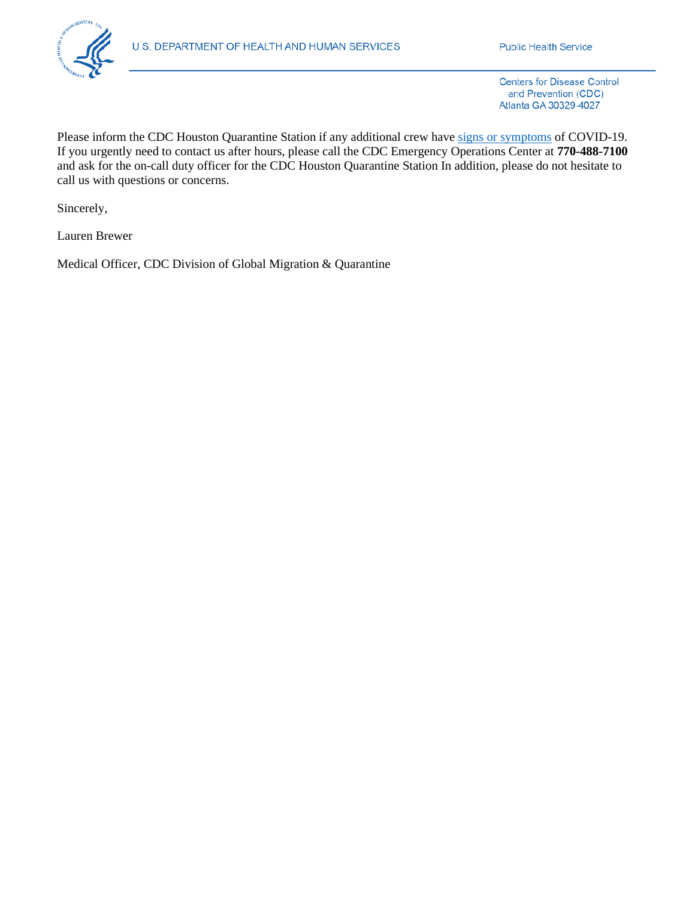Please inform the CDC Houston Quarantine Station if any additional crew have signs or symptoms of COVID-19. If you urgently need to contact us after hours, please call the CDC Emergency Operations Center at **770-488-7100** and ask for the on-call duty officer for the CDC Houston Quarantine Station In addition, please do not hesitate to call us with questions or concerns.

Sincerely,

Lauren Brewer

Medical Officer, CDC Division of Global Migration & Quarantine